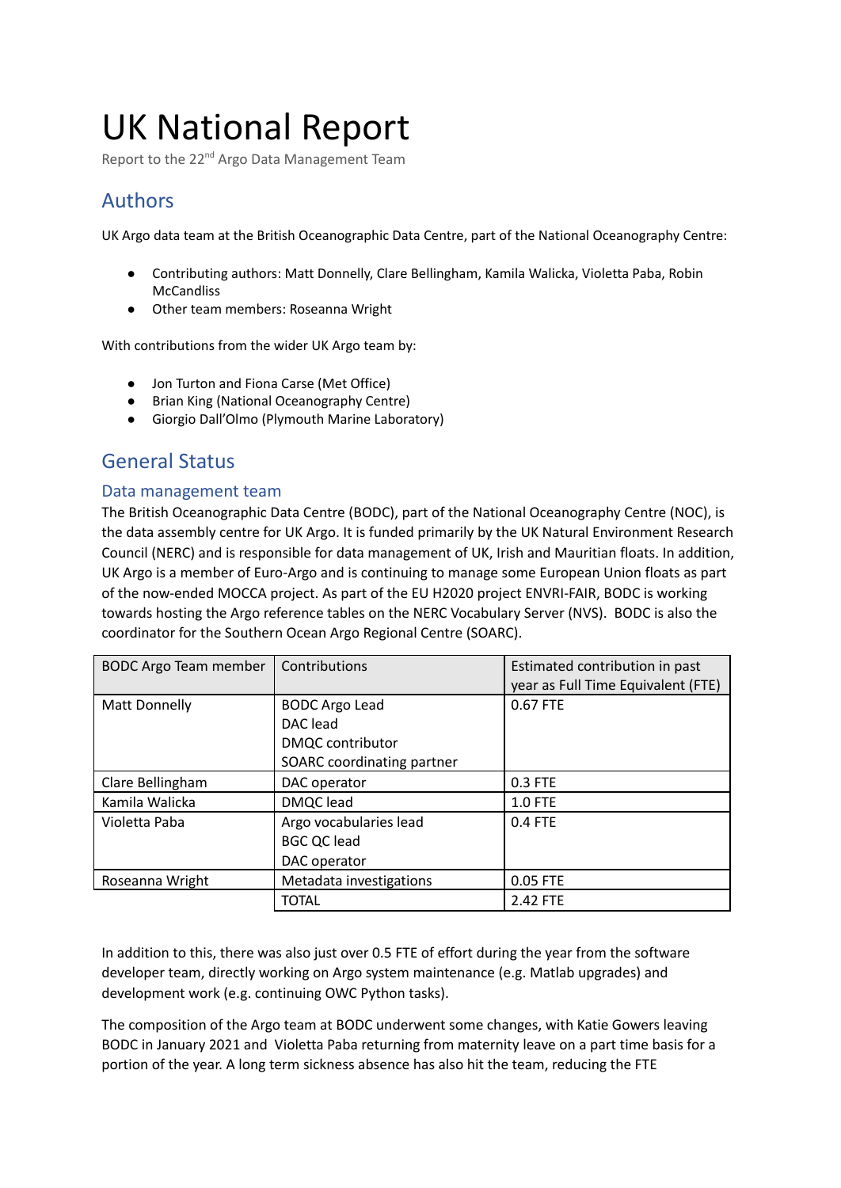# UK National Report

Report to the 22nd Argo Data Management Team

## Authors

UK Argo data team at the British Oceanographic Data Centre, part of the National Oceanography Centre:

- Contributing authors: Matt Donnelly, Clare Bellingham, Kamila Walicka, Violetta Paba, Robin McCandliss
- Other team members: Roseanna Wright

With contributions from the wider UK Argo team by:

- Jon Turton and Fiona Carse (Met Office)
- Brian King (National Oceanography Centre)
- Giorgio Dall'Olmo (Plymouth Marine Laboratory)

## General Status

### Data management team

The British Oceanographic Data Centre (BODC), part of the National Oceanography Centre (NOC), is the data assembly centre for UK Argo. It is funded primarily by the UK Natural Environment Research Council (NERC) and is responsible for data management of UK, Irish and Mauritian floats. In addition, UK Argo is a member of Euro-Argo and is continuing to manage some European Union floats as part of the now-ended MOCCA project. As part of the EU H2020 project ENVRI-FAIR, BODC is working towards hosting the Argo reference tables on the NERC Vocabulary Server (NVS). BODC is also the coordinator for the Southern Ocean Argo Regional Centre (SOARC).

| BODC Argo Team member | Contributions | Estimated contribution in past year as Full Time Equivalent (FTE) |
|---|---|---|
| Matt Donnelly | BODC Argo Lead<br>DAC lead<br>DMQC contributor<br>SOARC coordinating partner | 0.67 FTE |
| Clare Bellingham | DAC operator | 0.3 FTE |
| Kamila Walicka | DMQC lead | 1.0 FTE |
| Violetta Paba | Argo vocabularies lead<br>BGC QC lead<br>DAC operator | 0.4 FTE |
| Roseanna Wright | Metadata investigations | 0.05 FTE |
| | TOTAL | 2.42 FTE |

In addition to this, there was also just over 0.5 FTE of effort during the year from the software developer team, directly working on Argo system maintenance (e.g. Matlab upgrades) and development work (e.g. continuing OWC Python tasks).

The composition of the Argo team at BODC underwent some changes, with Katie Gowers leaving BODC in January 2021 and Violetta Paba returning from maternity leave on a part time basis for a portion of the year. A long term sickness absence has also hit the team, reducing the FTE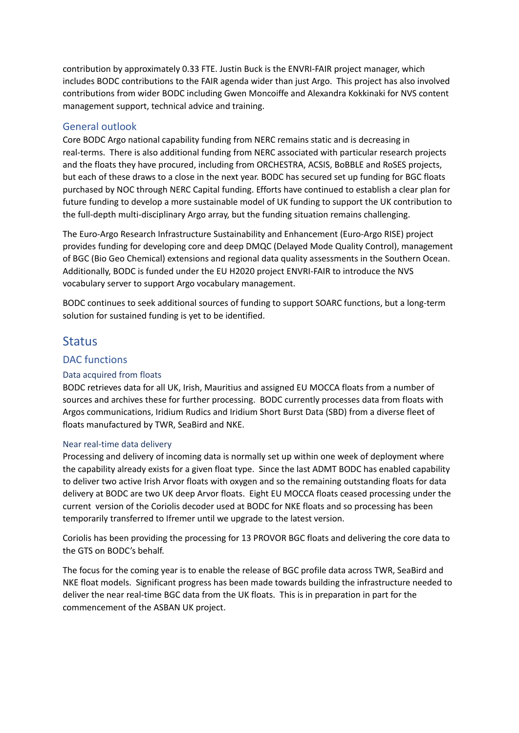contribution by approximately 0.33 FTE. Justin Buck is the ENVRI-FAIR project manager, which includes BODC contributions to the FAIR agenda wider than just Argo. This project has also involved contributions from wider BODC including Gwen Moncoiffe and Alexandra Kokkinaki for NVS content management support, technical advice and training.

## General outlook

Core BODC Argo national capability funding from NERC remains static and is decreasing in real-terms. There is also additional funding from NERC associated with particular research projects and the floats they have procured, including from ORCHESTRA, ACSIS, BoBBLE and RoSES projects, but each of these draws to a close in the next year. BODC has secured set up funding for BGC floats purchased by NOC through NERC Capital funding. Efforts have continued to establish a clear plan for future funding to develop a more sustainable model of UK funding to support the UK contribution to the full-depth multi-disciplinary Argo array, but the funding situation remains challenging.

The Euro-Argo Research Infrastructure Sustainability and Enhancement (Euro-Argo RISE) project provides funding for developing core and deep DMQC (Delayed Mode Quality Control), management of BGC (Bio Geo Chemical) extensions and regional data quality assessments in the Southern Ocean. Additionally, BODC is funded under the EU H2020 project ENVRI-FAIR to introduce the NVS vocabulary server to support Argo vocabulary management.

BODC continues to seek additional sources of funding to support SOARC functions, but a long-term solution for sustained funding is yet to be identified.

# Status

## DAC functions

### Data acquired from floats

BODC retrieves data for all UK, Irish, Mauritius and assigned EU MOCCA floats from a number of sources and archives these for further processing. BODC currently processes data from floats with Argos communications, Iridium Rudics and Iridium Short Burst Data (SBD) from a diverse fleet of floats manufactured by TWR, SeaBird and NKE.

### Near real-time data delivery

Processing and delivery of incoming data is normally set up within one week of deployment where the capability already exists for a given float type. Since the last ADMT BODC has enabled capability to deliver two active Irish Arvor floats with oxygen and so the remaining outstanding floats for data delivery at BODC are two UK deep Arvor floats. Eight EU MOCCA floats ceased processing under the current version of the Coriolis decoder used at BODC for NKE floats and so processing has been temporarily transferred to Ifremer until we upgrade to the latest version.

Coriolis has been providing the processing for 13 PROVOR BGC floats and delivering the core data to the GTS on BODC's behalf.

The focus for the coming year is to enable the release of BGC profile data across TWR, SeaBird and NKE float models. Significant progress has been made towards building the infrastructure needed to deliver the near real-time BGC data from the UK floats. This is in preparation in part for the commencement of the ASBAN UK project.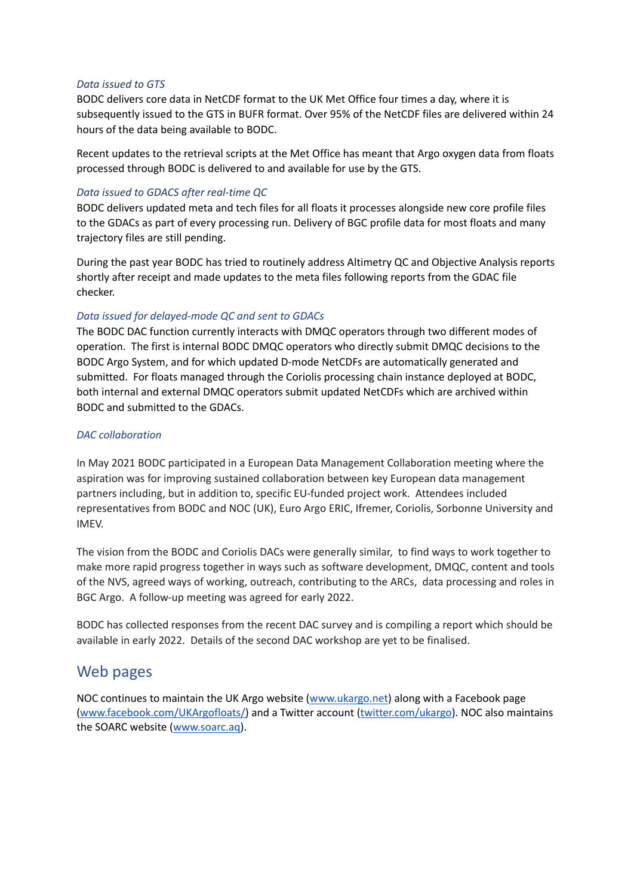*Data issued to GTS*

BODC delivers core data in NetCDF format to the UK Met Office four times a day, where it is subsequently issued to the GTS in BUFR format. Over 95% of the NetCDF files are delivered within 24 hours of the data being available to BODC.

Recent updates to the retrieval scripts at the Met Office has meant that Argo oxygen data from floats processed through BODC is delivered to and available for use by the GTS.

*Data issued to GDACS after real-time QC*

BODC delivers updated meta and tech files for all floats it processes alongside new core profile files to the GDACs as part of every processing run. Delivery of BGC profile data for most floats and many trajectory files are still pending.

During the past year BODC has tried to routinely address Altimetry QC and Objective Analysis reports shortly after receipt and made updates to the meta files following reports from the GDAC file checker.

*Data issued for delayed-mode QC and sent to GDACs*

The BODC DAC function currently interacts with DMQC operators through two different modes of operation. The first is internal BODC DMQC operators who directly submit DMQC decisions to the BODC Argo System, and for which updated D-mode NetCDFs are automatically generated and submitted. For floats managed through the Coriolis processing chain instance deployed at BODC, both internal and external DMQC operators submit updated NetCDFs which are archived within BODC and submitted to the GDACs.

*DAC collaboration*

In May 2021 BODC participated in a European Data Management Collaboration meeting where the aspiration was for improving sustained collaboration between key European data management partners including, but in addition to, specific EU-funded project work. Attendees included representatives from BODC and NOC (UK), Euro Argo ERIC, Ifremer, Coriolis, Sorbonne University and IMEV.

The vision from the BODC and Coriolis DACs were generally similar, to find ways to work together to make more rapid progress together in ways such as software development, DMQC, content and tools of the NVS, agreed ways of working, outreach, contributing to the ARCs, data processing and roles in BGC Argo. A follow-up meeting was agreed for early 2022.

BODC has collected responses from the recent DAC survey and is compiling a report which should be available in early 2022. Details of the second DAC workshop are yet to be finalised.

## Web pages

NOC continues to maintain the UK Argo website ([www.ukargo.net](www.ukargo.net)) along with a Facebook page ([www.facebook.com/UKArgofloats/](www.facebook.com/UKArgofloats/)) and a Twitter account ([twitter.com/ukargo](twitter.com/ukargo)). NOC also maintains the SOARC website ([www.soarc.aq](www.soarc.aq)).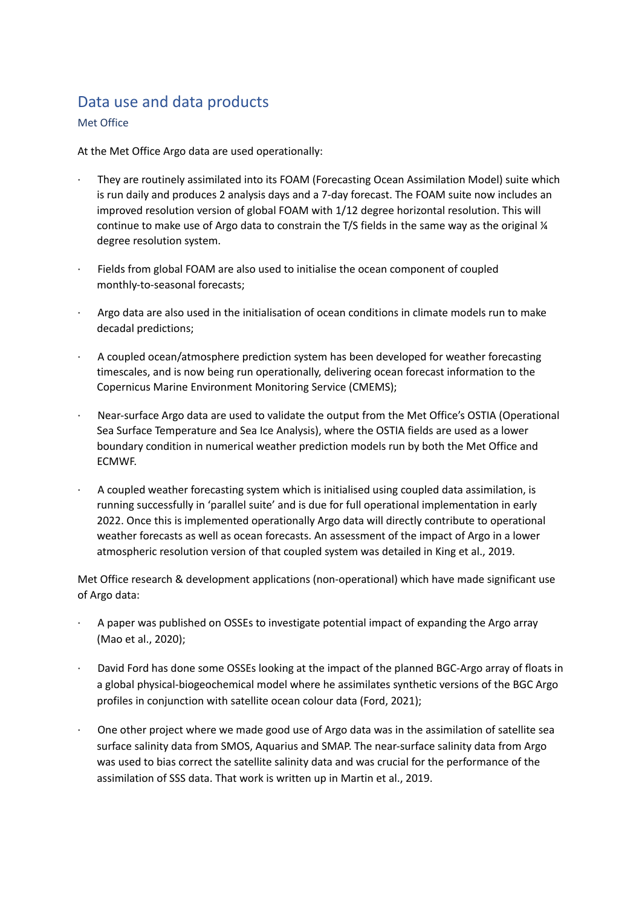## Data use and data products

### Met Office

At the Met Office Argo data are used operationally:

- They are routinely assimilated into its FOAM (Forecasting Ocean Assimilation Model) suite which is run daily and produces 2 analysis days and a 7-day forecast. The FOAM suite now includes an improved resolution version of global FOAM with 1/12 degree horizontal resolution. This will continue to make use of Argo data to constrain the T/S fields in the same way as the original ¼ degree resolution system.

- Fields from global FOAM are also used to initialise the ocean component of coupled monthly-to-seasonal forecasts;

- Argo data are also used in the initialisation of ocean conditions in climate models run to make decadal predictions;

- A coupled ocean/atmosphere prediction system has been developed for weather forecasting timescales, and is now being run operationally, delivering ocean forecast information to the Copernicus Marine Environment Monitoring Service (CMEMS);

- Near-surface Argo data are used to validate the output from the Met Office's OSTIA (Operational Sea Surface Temperature and Sea Ice Analysis), where the OSTIA fields are used as a lower boundary condition in numerical weather prediction models run by both the Met Office and ECMWF.

- A coupled weather forecasting system which is initialised using coupled data assimilation, is running successfully in 'parallel suite' and is due for full operational implementation in early 2022. Once this is implemented operationally Argo data will directly contribute to operational weather forecasts as well as ocean forecasts. An assessment of the impact of Argo in a lower atmospheric resolution version of that coupled system was detailed in King et al., 2019.

Met Office research & development applications (non-operational) which have made significant use of Argo data:

- A paper was published on OSSEs to investigate potential impact of expanding the Argo array (Mao et al., 2020);

- David Ford has done some OSSEs looking at the impact of the planned BGC-Argo array of floats in a global physical-biogeochemical model where he assimilates synthetic versions of the BGC Argo profiles in conjunction with satellite ocean colour data (Ford, 2021);

- One other project where we made good use of Argo data was in the assimilation of satellite sea surface salinity data from SMOS, Aquarius and SMAP. The near-surface salinity data from Argo was used to bias correct the satellite salinity data and was crucial for the performance of the assimilation of SSS data. That work is written up in Martin et al., 2019.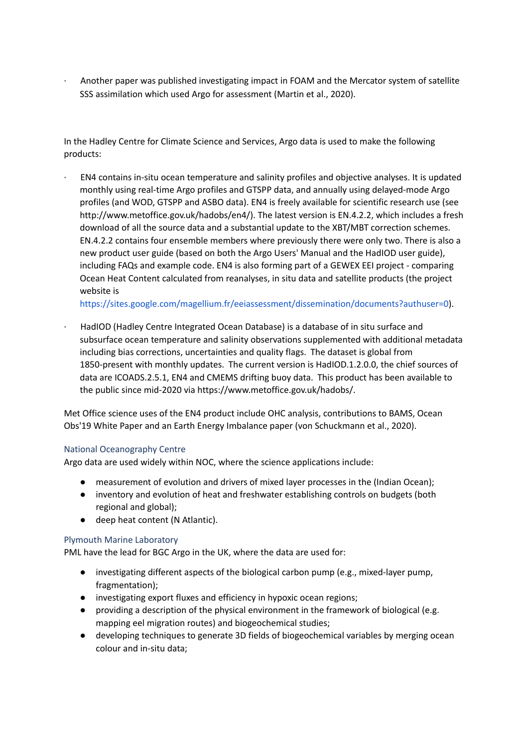- Another paper was published investigating impact in FOAM and the Mercator system of satellite SSS assimilation which used Argo for assessment (Martin et al., 2020).

In the Hadley Centre for Climate Science and Services, Argo data is used to make the following products:

- EN4 contains in-situ ocean temperature and salinity profiles and objective analyses. It is updated monthly using real-time Argo profiles and GTSPP data, and annually using delayed-mode Argo profiles (and WOD, GTSPP and ASBO data). EN4 is freely available for scientific research use (see http://www.metoffice.gov.uk/hadobs/en4/). The latest version is EN.4.2.2, which includes a fresh download of all the source data and a substantial update to the XBT/MBT correction schemes. EN.4.2.2 contains four ensemble members where previously there were only two. There is also a new product user guide (based on both the Argo Users' Manual and the HadIOD user guide), including FAQs and example code. EN4 is also forming part of a GEWEX EEI project - comparing Ocean Heat Content calculated from reanalyses, in situ data and satellite products (the project website is https://sites.google.com/magellium.fr/eeiassessment/dissemination/documents?authuser=0).

- HadIOD (Hadley Centre Integrated Ocean Database) is a database of in situ surface and subsurface ocean temperature and salinity observations supplemented with additional metadata including bias corrections, uncertainties and quality flags. The dataset is global from 1850-present with monthly updates. The current version is HadIOD.1.2.0.0, the chief sources of data are ICOADS.2.5.1, EN4 and CMEMS drifting buoy data. This product has been available to the public since mid-2020 via https://www.metoffice.gov.uk/hadobs/.

Met Office science uses of the EN4 product include OHC analysis, contributions to BAMS, Ocean Obs'19 White Paper and an Earth Energy Imbalance paper (von Schuckmann et al., 2020).

### National Oceanography Centre

Argo data are used widely within NOC, where the science applications include:

- measurement of evolution and drivers of mixed layer processes in the (Indian Ocean);
- inventory and evolution of heat and freshwater establishing controls on budgets (both regional and global);
- deep heat content (N Atlantic).

### Plymouth Marine Laboratory

PML have the lead for BGC Argo in the UK, where the data are used for:

- investigating different aspects of the biological carbon pump (e.g., mixed-layer pump, fragmentation);
- investigating export fluxes and efficiency in hypoxic ocean regions;
- providing a description of the physical environment in the framework of biological (e.g. mapping eel migration routes) and biogeochemical studies;
- developing techniques to generate 3D fields of biogeochemical variables by merging ocean colour and in-situ data;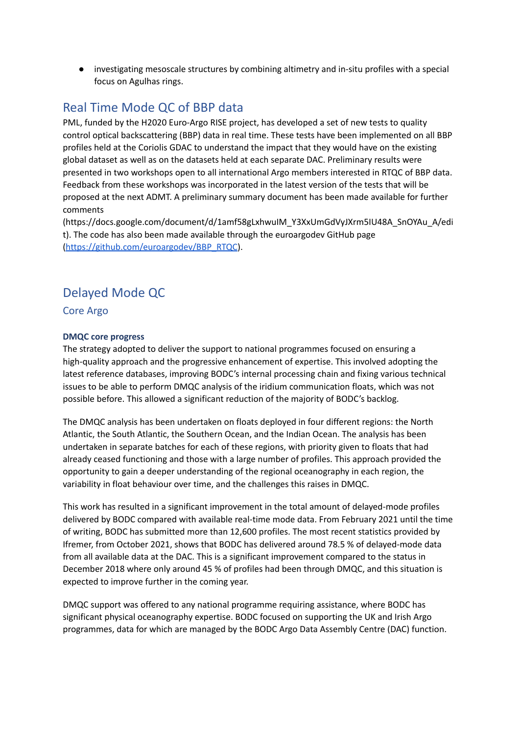- investigating mesoscale structures by combining altimetry and in-situ profiles with a special focus on Agulhas rings.

## Real Time Mode QC of BBP data

PML, funded by the H2020 Euro-Argo RISE project, has developed a set of new tests to quality control optical backscattering (BBP) data in real time. These tests have been implemented on all BBP profiles held at the Coriolis GDAC to understand the impact that they would have on the existing global dataset as well as on the datasets held at each separate DAC. Preliminary results were presented in two workshops open to all international Argo members interested in RTQC of BBP data. Feedback from these workshops was incorporated in the latest version of the tests that will be proposed at the next ADMT. A preliminary summary document has been made available for further comments (https://docs.google.com/document/d/1amf58gLxhwuIM_Y3XxUmGdVyJXrm5IU48A_SnOYAu_A/edit). The code has also been made available through the euroargodev GitHub page (https://github.com/euroargodev/BBP_RTQC).

## Delayed Mode QC

### Core Argo

#### DMQC core progress

The strategy adopted to deliver the support to national programmes focused on ensuring a high-quality approach and the progressive enhancement of expertise. This involved adopting the latest reference databases, improving BODC's internal processing chain and fixing various technical issues to be able to perform DMQC analysis of the iridium communication floats, which was not possible before. This allowed a significant reduction of the majority of BODC's backlog.

The DMQC analysis has been undertaken on floats deployed in four different regions: the North Atlantic, the South Atlantic, the Southern Ocean, and the Indian Ocean. The analysis has been undertaken in separate batches for each of these regions, with priority given to floats that had already ceased functioning and those with a large number of profiles. This approach provided the opportunity to gain a deeper understanding of the regional oceanography in each region, the variability in float behaviour over time, and the challenges this raises in DMQC.

This work has resulted in a significant improvement in the total amount of delayed-mode profiles delivered by BODC compared with available real-time mode data. From February 2021 until the time of writing, BODC has submitted more than 12,600 profiles. The most recent statistics provided by Ifremer, from October 2021, shows that BODC has delivered around 78.5 % of delayed-mode data from all available data at the DAC. This is a significant improvement compared to the status in December 2018 where only around 45 % of profiles had been through DMQC, and this situation is expected to improve further in the coming year.

DMQC support was offered to any national programme requiring assistance, where BODC has significant physical oceanography expertise. BODC focused on supporting the UK and Irish Argo programmes, data for which are managed by the BODC Argo Data Assembly Centre (DAC) function.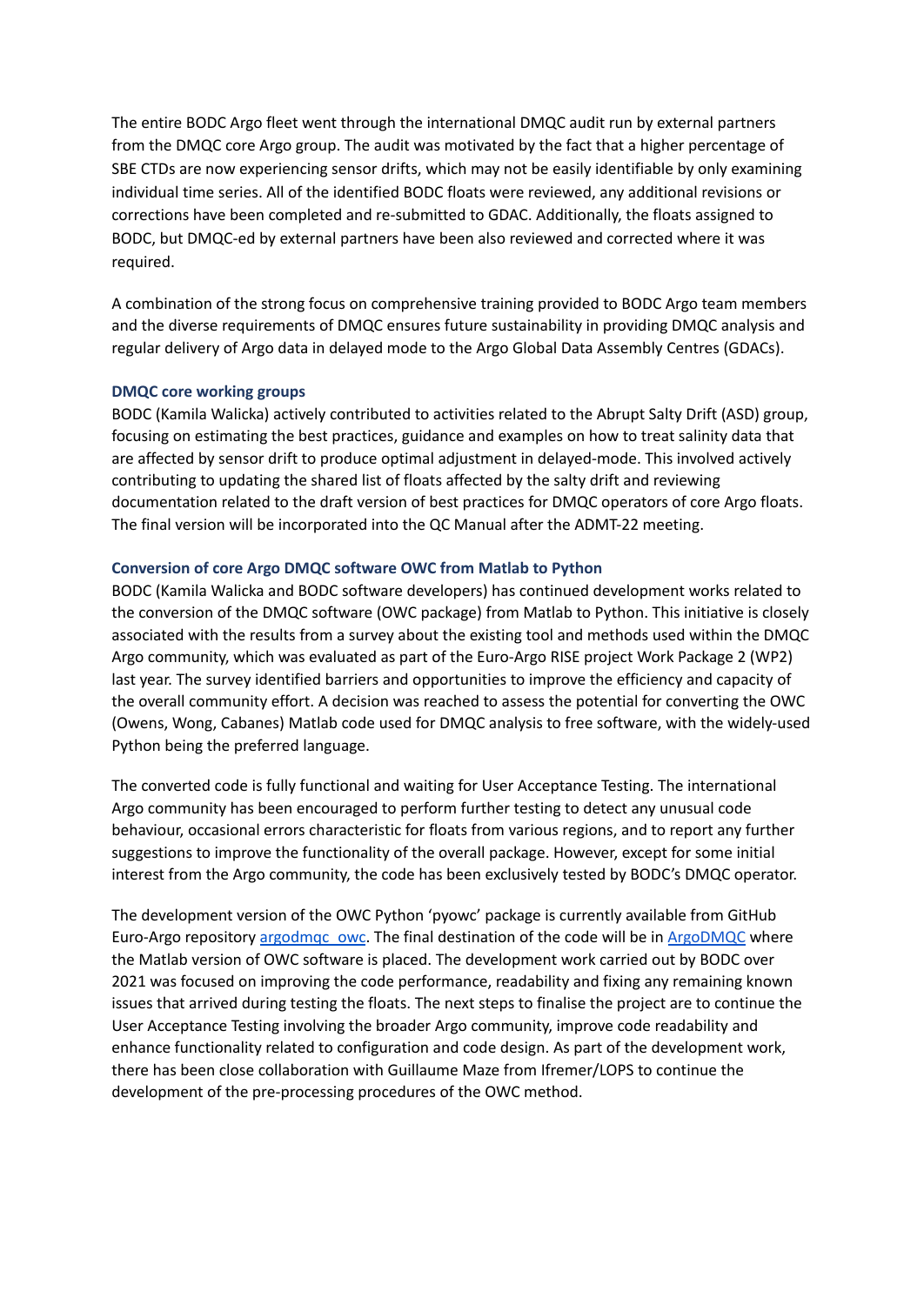The entire BODC Argo fleet went through the international DMQC audit run by external partners from the DMQC core Argo group. The audit was motivated by the fact that a higher percentage of SBE CTDs are now experiencing sensor drifts, which may not be easily identifiable by only examining individual time series. All of the identified BODC floats were reviewed, any additional revisions or corrections have been completed and re-submitted to GDAC. Additionally, the floats assigned to BODC, but DMQC-ed by external partners have been also reviewed and corrected where it was required.

A combination of the strong focus on comprehensive training provided to BODC Argo team members and the diverse requirements of DMQC ensures future sustainability in providing DMQC analysis and regular delivery of Argo data in delayed mode to the Argo Global Data Assembly Centres (GDACs).

### DMQC core working groups

BODC (Kamila Walicka) actively contributed to activities related to the Abrupt Salty Drift (ASD) group, focusing on estimating the best practices, guidance and examples on how to treat salinity data that are affected by sensor drift to produce optimal adjustment in delayed-mode. This involved actively contributing to updating the shared list of floats affected by the salty drift and reviewing documentation related to the draft version of best practices for DMQC operators of core Argo floats. The final version will be incorporated into the QC Manual after the ADMT-22 meeting.

### Conversion of core Argo DMQC software OWC from Matlab to Python

BODC (Kamila Walicka and BODC software developers) has continued development works related to the conversion of the DMQC software (OWC package) from Matlab to Python. This initiative is closely associated with the results from a survey about the existing tool and methods used within the DMQC Argo community, which was evaluated as part of the Euro-Argo RISE project Work Package 2 (WP2) last year. The survey identified barriers and opportunities to improve the efficiency and capacity of the overall community effort. A decision was reached to assess the potential for converting the OWC (Owens, Wong, Cabanes) Matlab code used for DMQC analysis to free software, with the widely-used Python being the preferred language.

The converted code is fully functional and waiting for User Acceptance Testing. The international Argo community has been encouraged to perform further testing to detect any unusual code behaviour, occasional errors characteristic for floats from various regions, and to report any further suggestions to improve the functionality of the overall package. However, except for some initial interest from the Argo community, the code has been exclusively tested by BODC's DMQC operator.

The development version of the OWC Python 'pyowc' package is currently available from GitHub Euro-Argo repository argodmqc_owc. The final destination of the code will be in ArgoDMQC where the Matlab version of OWC software is placed. The development work carried out by BODC over 2021 was focused on improving the code performance, readability and fixing any remaining known issues that arrived during testing the floats. The next steps to finalise the project are to continue the User Acceptance Testing involving the broader Argo community, improve code readability and enhance functionality related to configuration and code design. As part of the development work, there has been close collaboration with Guillaume Maze from Ifremer/LOPS to continue the development of the pre-processing procedures of the OWC method.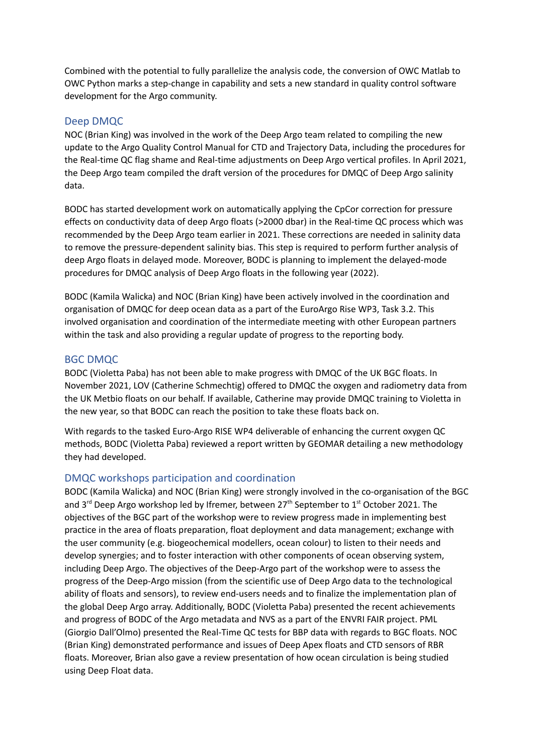Combined with the potential to fully parallelize the analysis code, the conversion of OWC Matlab to OWC Python marks a step-change in capability and sets a new standard in quality control software development for the Argo community.

## Deep DMQC

NOC (Brian King) was involved in the work of the Deep Argo team related to compiling the new update to the Argo Quality Control Manual for CTD and Trajectory Data, including the procedures for the Real-time QC flag shame and Real-time adjustments on Deep Argo vertical profiles. In April 2021, the Deep Argo team compiled the draft version of the procedures for DMQC of Deep Argo salinity data.

BODC has started development work on automatically applying the CpCor correction for pressure effects on conductivity data of deep Argo floats (>2000 dbar) in the Real-time QC process which was recommended by the Deep Argo team earlier in 2021. These corrections are needed in salinity data to remove the pressure-dependent salinity bias. This step is required to perform further analysis of deep Argo floats in delayed mode. Moreover, BODC is planning to implement the delayed-mode procedures for DMQC analysis of Deep Argo floats in the following year (2022).

BODC (Kamila Walicka) and NOC (Brian King) have been actively involved in the coordination and organisation of DMQC for deep ocean data as a part of the EuroArgo Rise WP3, Task 3.2. This involved organisation and coordination of the intermediate meeting with other European partners within the task and also providing a regular update of progress to the reporting body.

## BGC DMQC

BODC (Violetta Paba) has not been able to make progress with DMQC of the UK BGC floats. In November 2021, LOV (Catherine Schmechtig) offered to DMQC the oxygen and radiometry data from the UK Metbio floats on our behalf. If available, Catherine may provide DMQC training to Violetta in the new year, so that BODC can reach the position to take these floats back on.

With regards to the tasked Euro-Argo RISE WP4 deliverable of enhancing the current oxygen QC methods, BODC (Violetta Paba) reviewed a report written by GEOMAR detailing a new methodology they had developed.

## DMQC workshops participation and coordination

BODC (Kamila Walicka) and NOC (Brian King) were strongly involved in the co-organisation of the BGC and 3rd Deep Argo workshop led by Ifremer, between 27th September to 1st October 2021. The objectives of the BGC part of the workshop were to review progress made in implementing best practice in the area of floats preparation, float deployment and data management; exchange with the user community (e.g. biogeochemical modellers, ocean colour) to listen to their needs and develop synergies; and to foster interaction with other components of ocean observing system, including Deep Argo. The objectives of the Deep-Argo part of the workshop were to assess the progress of the Deep-Argo mission (from the scientific use of Deep Argo data to the technological ability of floats and sensors), to review end-users needs and to finalize the implementation plan of the global Deep Argo array. Additionally, BODC (Violetta Paba) presented the recent achievements and progress of BODC of the Argo metadata and NVS as a part of the ENVRI FAIR project. PML (Giorgio Dall'Olmo) presented the Real-Time QC tests for BBP data with regards to BGC floats. NOC (Brian King) demonstrated performance and issues of Deep Apex floats and CTD sensors of RBR floats. Moreover, Brian also gave a review presentation of how ocean circulation is being studied using Deep Float data.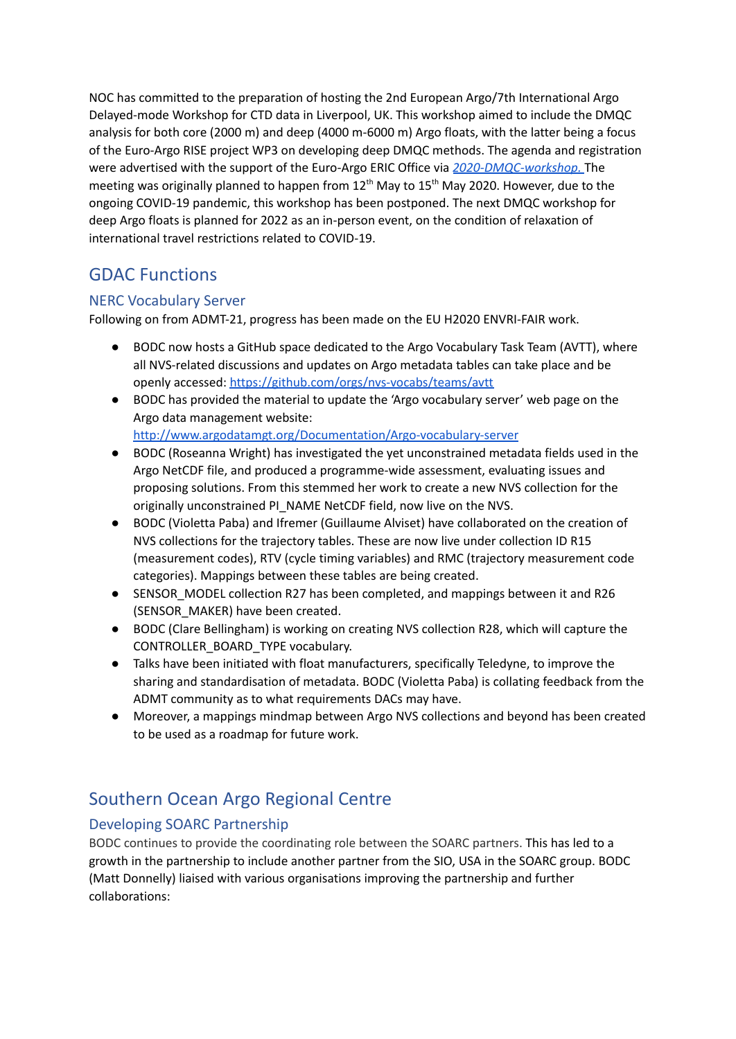NOC has committed to the preparation of hosting the 2nd European Argo/7th International Argo Delayed-mode Workshop for CTD data in Liverpool, UK. This workshop aimed to include the DMQC analysis for both core (2000 m) and deep (4000 m-6000 m) Argo floats, with the latter being a focus of the Euro-Argo RISE project WP3 on developing deep DMQC methods. The agenda and registration were advertised with the support of the Euro-Argo ERIC Office via *2020-DMQC-workshop.* The meeting was originally planned to happen from 12$^{th}$ May to 15$^{th}$ May 2020. However, due to the ongoing COVID-19 pandemic, this workshop has been postponed. The next DMQC workshop for deep Argo floats is planned for 2022 as an in-person event, on the condition of relaxation of international travel restrictions related to COVID-19.

## GDAC Functions

### NERC Vocabulary Server

Following on from ADMT-21, progress has been made on the EU H2020 ENVRI-FAIR work.

- BODC now hosts a GitHub space dedicated to the Argo Vocabulary Task Team (AVTT), where all NVS-related discussions and updates on Argo metadata tables can take place and be openly accessed: https://github.com/orgs/nvs-vocabs/teams/avtt
- BODC has provided the material to update the 'Argo vocabulary server' web page on the Argo data management website: http://www.argodatamgt.org/Documentation/Argo-vocabulary-server
- BODC (Roseanna Wright) has investigated the yet unconstrained metadata fields used in the Argo NetCDF file, and produced a programme-wide assessment, evaluating issues and proposing solutions. From this stemmed her work to create a new NVS collection for the originally unconstrained PI_NAME NetCDF field, now live on the NVS.
- BODC (Violetta Paba) and Ifremer (Guillaume Alviset) have collaborated on the creation of NVS collections for the trajectory tables. These are now live under collection ID R15 (measurement codes), RTV (cycle timing variables) and RMC (trajectory measurement code categories). Mappings between these tables are being created.
- SENSOR_MODEL collection R27 has been completed, and mappings between it and R26 (SENSOR_MAKER) have been created.
- BODC (Clare Bellingham) is working on creating NVS collection R28, which will capture the CONTROLLER_BOARD_TYPE vocabulary.
- Talks have been initiated with float manufacturers, specifically Teledyne, to improve the sharing and standardisation of metadata. BODC (Violetta Paba) is collating feedback from the ADMT community as to what requirements DACs may have.
- Moreover, a mappings mindmap between Argo NVS collections and beyond has been created to be used as a roadmap for future work.

## Southern Ocean Argo Regional Centre

### Developing SOARC Partnership

BODC continues to provide the coordinating role between the SOARC partners. This has led to a growth in the partnership to include another partner from the SIO, USA in the SOARC group. BODC (Matt Donnelly) liaised with various organisations improving the partnership and further collaborations: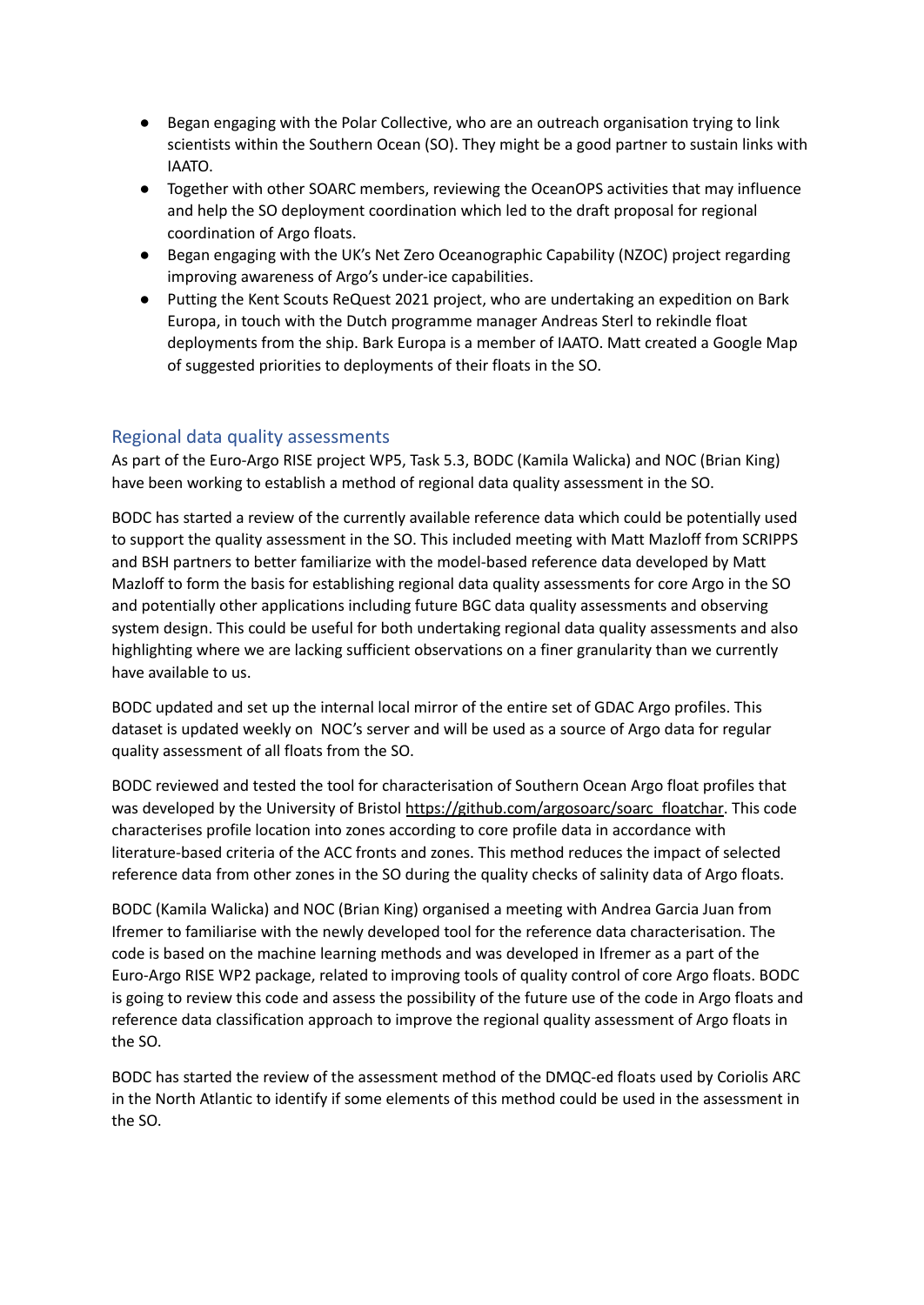- Began engaging with the Polar Collective, who are an outreach organisation trying to link scientists within the Southern Ocean (SO). They might be a good partner to sustain links with IAATO.
- Together with other SOARC members, reviewing the OceanOPS activities that may influence and help the SO deployment coordination which led to the draft proposal for regional coordination of Argo floats.
- Began engaging with the UK's Net Zero Oceanographic Capability (NZOC) project regarding improving awareness of Argo's under-ice capabilities.
- Putting the Kent Scouts ReQuest 2021 project, who are undertaking an expedition on Bark Europa, in touch with the Dutch programme manager Andreas Sterl to rekindle float deployments from the ship. Bark Europa is a member of IAATO. Matt created a Google Map of suggested priorities to deployments of their floats in the SO.

## Regional data quality assessments

As part of the Euro-Argo RISE project WP5, Task 5.3, BODC (Kamila Walicka) and NOC (Brian King) have been working to establish a method of regional data quality assessment in the SO.

BODC has started a review of the currently available reference data which could be potentially used to support the quality assessment in the SO. This included meeting with Matt Mazloff from SCRIPPS and BSH partners to better familiarize with the model-based reference data developed by Matt Mazloff to form the basis for establishing regional data quality assessments for core Argo in the SO and potentially other applications including future BGC data quality assessments and observing system design. This could be useful for both undertaking regional data quality assessments and also highlighting where we are lacking sufficient observations on a finer granularity than we currently have available to us.

BODC updated and set up the internal local mirror of the entire set of GDAC Argo profiles. This dataset is updated weekly on NOC's server and will be used as a source of Argo data for regular quality assessment of all floats from the SO.

BODC reviewed and tested the tool for characterisation of Southern Ocean Argo float profiles that was developed by the University of Bristol https://github.com/argosoarc/soarc_floatchar. This code characterises profile location into zones according to core profile data in accordance with literature-based criteria of the ACC fronts and zones. This method reduces the impact of selected reference data from other zones in the SO during the quality checks of salinity data of Argo floats.

BODC (Kamila Walicka) and NOC (Brian King) organised a meeting with Andrea Garcia Juan from Ifremer to familiarise with the newly developed tool for the reference data characterisation. The code is based on the machine learning methods and was developed in Ifremer as a part of the Euro-Argo RISE WP2 package, related to improving tools of quality control of core Argo floats. BODC is going to review this code and assess the possibility of the future use of the code in Argo floats and reference data classification approach to improve the regional quality assessment of Argo floats in the SO.

BODC has started the review of the assessment method of the DMQC-ed floats used by Coriolis ARC in the North Atlantic to identify if some elements of this method could be used in the assessment in the SO.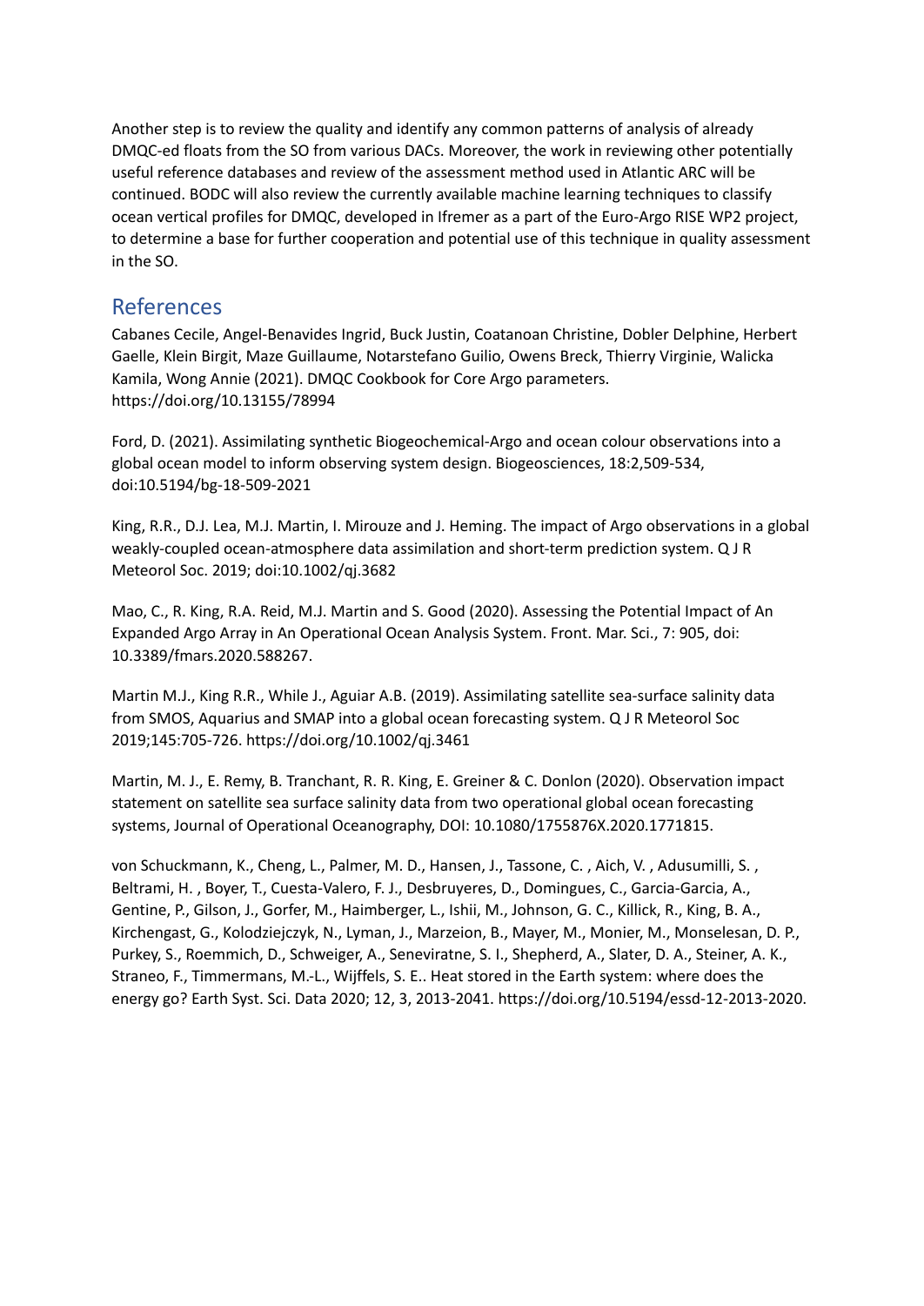Another step is to review the quality and identify any common patterns of analysis of already DMQC-ed floats from the SO from various DACs. Moreover, the work in reviewing other potentially useful reference databases and review of the assessment method used in Atlantic ARC will be continued. BODC will also review the currently available machine learning techniques to classify ocean vertical profiles for DMQC, developed in Ifremer as a part of the Euro-Argo RISE WP2 project, to determine a base for further cooperation and potential use of this technique in quality assessment in the SO.

## References

Cabanes Cecile, Angel-Benavides Ingrid, Buck Justin, Coatanoan Christine, Dobler Delphine, Herbert Gaelle, Klein Birgit, Maze Guillaume, Notarstefano Guilio, Owens Breck, Thierry Virginie, Walicka Kamila, Wong Annie (2021). DMQC Cookbook for Core Argo parameters. https://doi.org/10.13155/78994

Ford, D. (2021). Assimilating synthetic Biogeochemical-Argo and ocean colour observations into a global ocean model to inform observing system design. Biogeosciences, 18:2,509-534, doi:10.5194/bg-18-509-2021

King, R.R., D.J. Lea, M.J. Martin, I. Mirouze and J. Heming. The impact of Argo observations in a global weakly-coupled ocean-atmosphere data assimilation and short-term prediction system. Q J R Meteorol Soc. 2019; doi:10.1002/qj.3682

Mao, C., R. King, R.A. Reid, M.J. Martin and S. Good (2020). Assessing the Potential Impact of An Expanded Argo Array in An Operational Ocean Analysis System. Front. Mar. Sci., 7: 905, doi: 10.3389/fmars.2020.588267.

Martin M.J., King R.R., While J., Aguiar A.B. (2019). Assimilating satellite sea-surface salinity data from SMOS, Aquarius and SMAP into a global ocean forecasting system. Q J R Meteorol Soc 2019;145:705-726. https://doi.org/10.1002/qj.3461

Martin, M. J., E. Remy, B. Tranchant, R. R. King, E. Greiner & C. Donlon (2020). Observation impact statement on satellite sea surface salinity data from two operational global ocean forecasting systems, Journal of Operational Oceanography, DOI: 10.1080/1755876X.2020.1771815.

von Schuckmann, K., Cheng, L., Palmer, M. D., Hansen, J., Tassone, C. , Aich, V. , Adusumilli, S. , Beltrami, H. , Boyer, T., Cuesta-Valero, F. J., Desbruyeres, D., Domingues, C., Garcia-Garcia, A., Gentine, P., Gilson, J., Gorfer, M., Haimberger, L., Ishii, M., Johnson, G. C., Killick, R., King, B. A., Kirchengast, G., Kolodziejczyk, N., Lyman, J., Marzeion, B., Mayer, M., Monier, M., Monselesan, D. P., Purkey, S., Roemmich, D., Schweiger, A., Seneviratne, S. I., Shepherd, A., Slater, D. A., Steiner, A. K., Straneo, F., Timmermans, M.-L., Wijffels, S. E.. Heat stored in the Earth system: where does the energy go? Earth Syst. Sci. Data 2020; 12, 3, 2013-2041. https://doi.org/10.5194/essd-12-2013-2020.